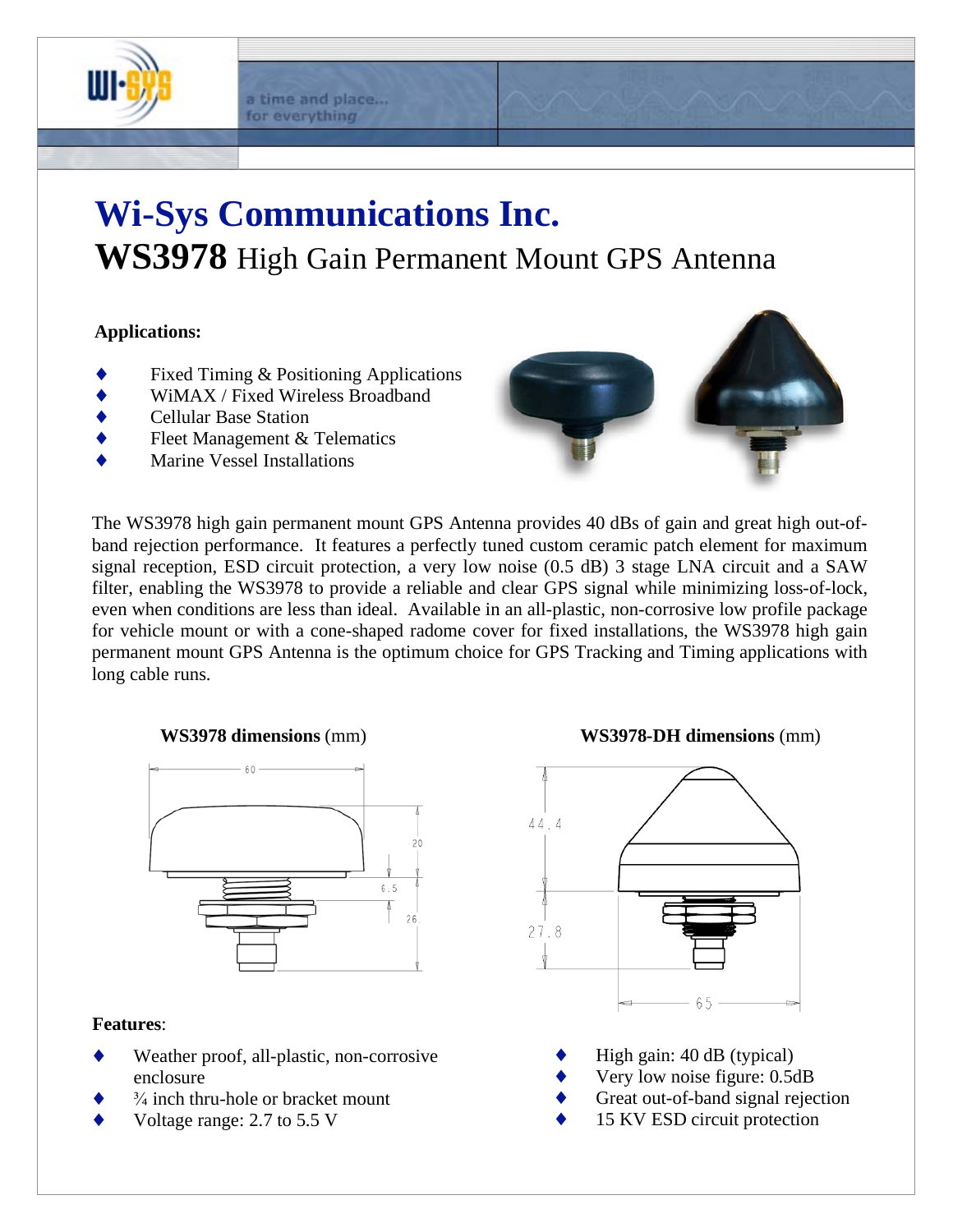# Wi-Sys Communications Inc.

## WS3978 High Gain Permanent Mount GPS Antenna

**Applications:**

- Fixed Timing & Positioning Applications
- WiMAX / Fixed Wireless Broadband
- Cellular Base Station
- Fleet Management & Telematics
- Marine Vessel Installations

The WS3978 high gain permanent mount GPS Antenna provides 40 dBs of gain and great high out-of-band rejection performance. It features a perfectly tuned custom ceramic patch element for maximum signal reception, ESD circuit protection, a very low noise (0.5 dB) 3 stage LNA circuit and a SAW filter, enabling the WS3978 to provide a reliable and clear GPS signal while minimizing loss-of-lock, even when conditions are less than ideal. Available in an all-plastic, non-corrosive low profile package for vehicle mount or with a cone-shaped radome cover for fixed installations, the WS3978 high gain permanent mount GPS Antenna is the optimum choice for GPS Tracking and Timing applications with long cable runs.

**WS3978 dimensions** (mm)

**WS3978-DH dimensions** (mm)

**Features**:

- Weather proof, all-plastic, non-corrosive enclosure
- ¾ inch thru-hole or bracket mount
- Voltage range: 2.7 to 5.5 V
- High gain: 40 dB (typical)
- Very low noise figure: 0.5dB
- Great out-of-band signal rejection
- 15 KV ESD circuit protection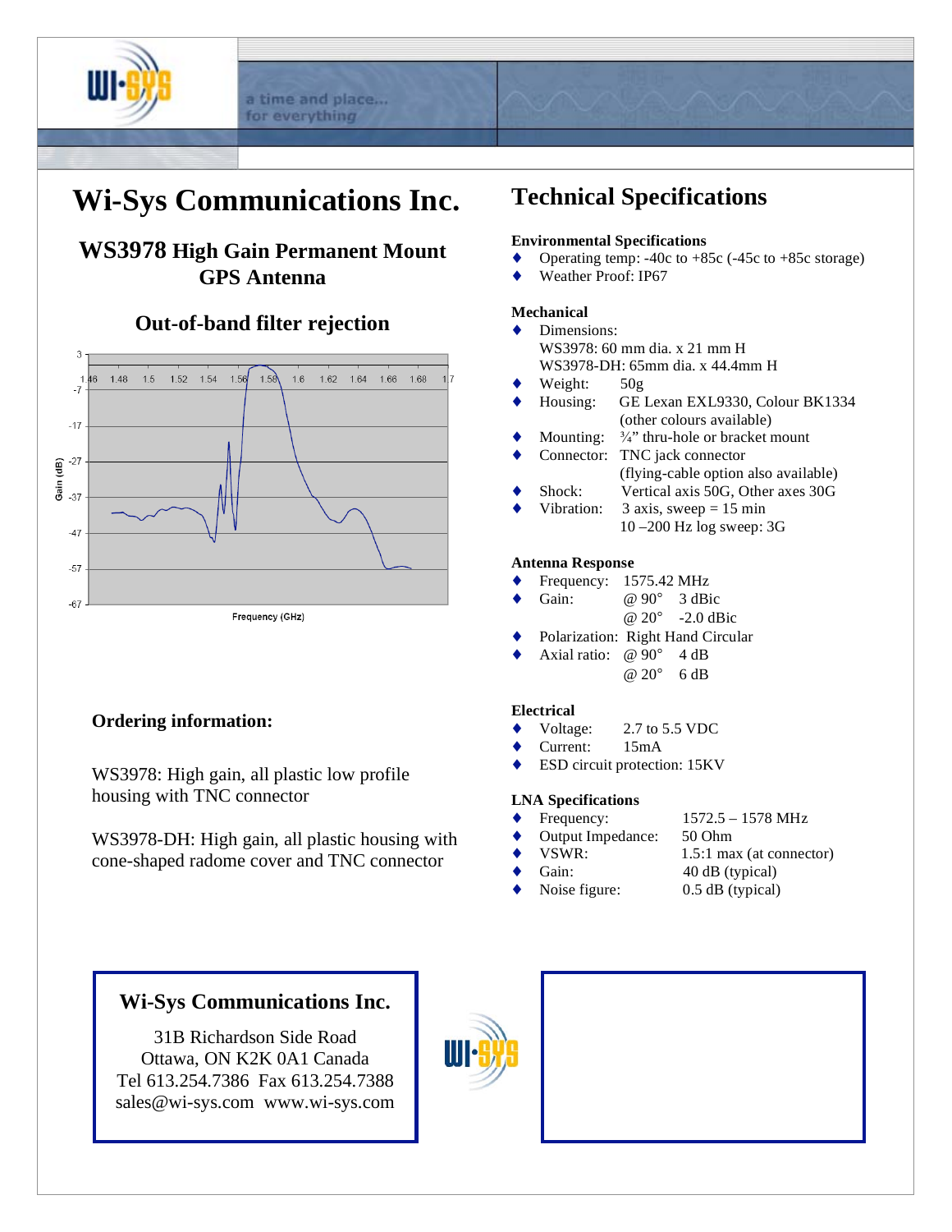a time and place...
for everything

# Wi-Sys Communications Inc.

## WS3978 High Gain Permanent Mount GPS Antenna

### Out-of-band filter rejection

3
-7
-17
-27
-37
-47
-57
-67
Gain (dB)
1.46 1.48 1.5 1.52 1.54 1.56 1.58 1.6 1.62 1.64 1.66 1.68 1.7
Frequency (GHz)

**Ordering information:**

WS3978: High gain, all plastic low profile housing with TNC connector

WS3978-DH: High gain, all plastic housing with cone-shaped radome cover and TNC connector

# Technical Specifications

**Environmental Specifications**

- Operating temp: -40c to +85c (-45c to +85c storage)
- Weather Proof: IP67

**Mechanical**

- Dimensions:
  WS3978: 60 mm dia. x 21 mm H
  WS3978-DH: 65mm dia. x 44.4mm H
- Weight: 50g
- Housing: GE Lexan EXL9330, Colour BK1334 (other colours available)
- Mounting: ¾" thru-hole or bracket mount
- Connector: TNC jack connector (flying-cable option also available)
- Shock: Vertical axis 50G, Other axes 30G
- Vibration: 3 axis, sweep = 15 min
  10 –200 Hz log sweep: 3G

**Antenna Response**

- Frequency: 1575.42 MHz
- Gain: @ 90° 3 dBic
  @ 20° -2.0 dBic
- Polarization: Right Hand Circular
- Axial ratio: @ 90° 4 dB
  @ 20° 6 dB

**Electrical**

- Voltage: 2.7 to 5.5 VDC
- Current: 15mA
- ESD circuit protection: 15KV

**LNA Specifications**

- Frequency: 1572.5 – 1578 MHz
- Output Impedance: 50 Ohm
- VSWR: 1.5:1 max (at connector)
- Gain: 40 dB (typical)
- Noise figure: 0.5 dB (typical)

**Wi-Sys Communications Inc.**

31B Richardson Side Road
Ottawa, ON K2K 0A1 Canada
Tel 613.254.7386 Fax 613.254.7388
sales@wi-sys.com www.wi-sys.com